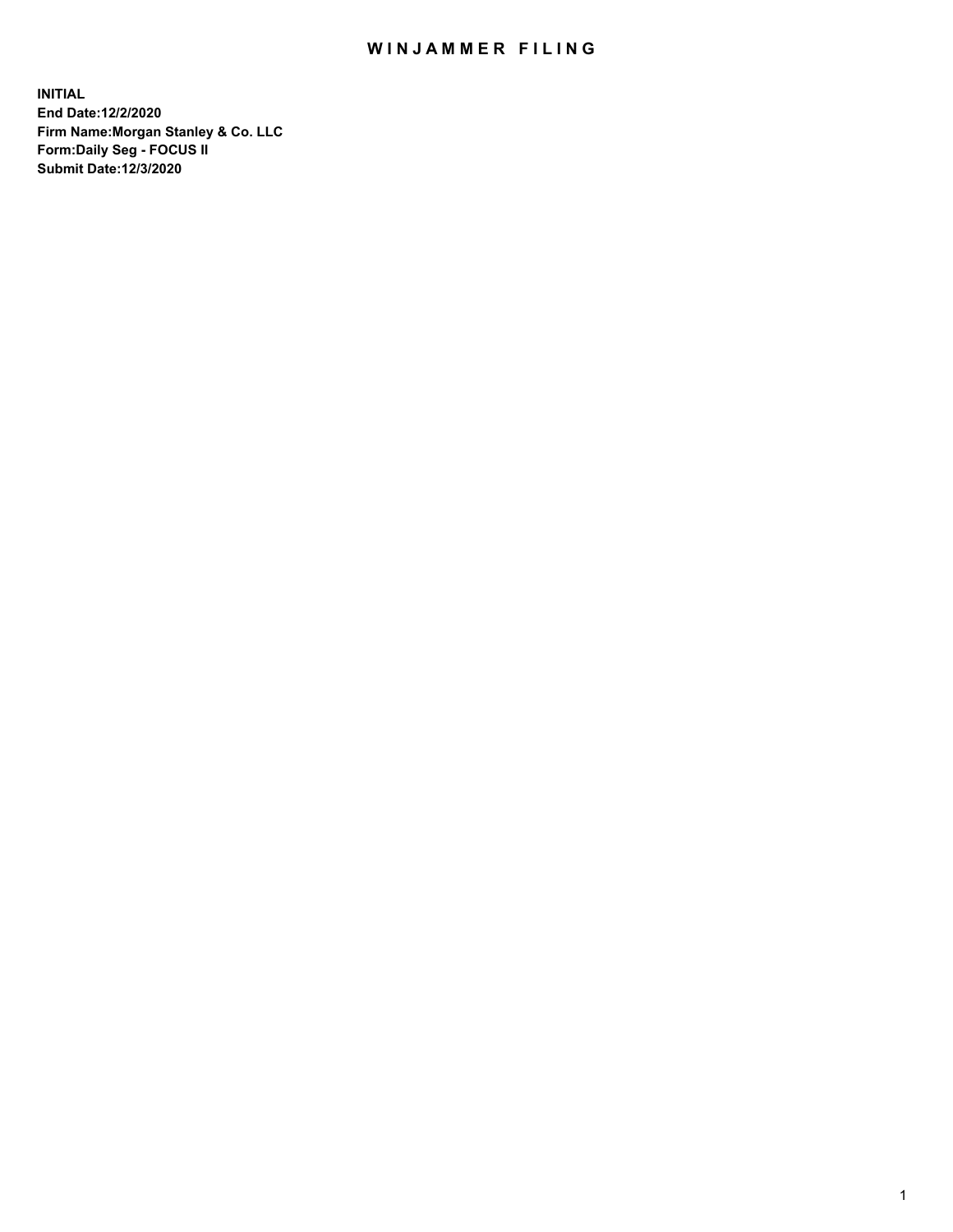# WINJAMMER FILING

**INITIAL**
**End Date:12/2/2020**
**Firm Name:Morgan Stanley & Co. LLC**
**Form:Daily Seg - FOCUS II**
**Submit Date:12/3/2020**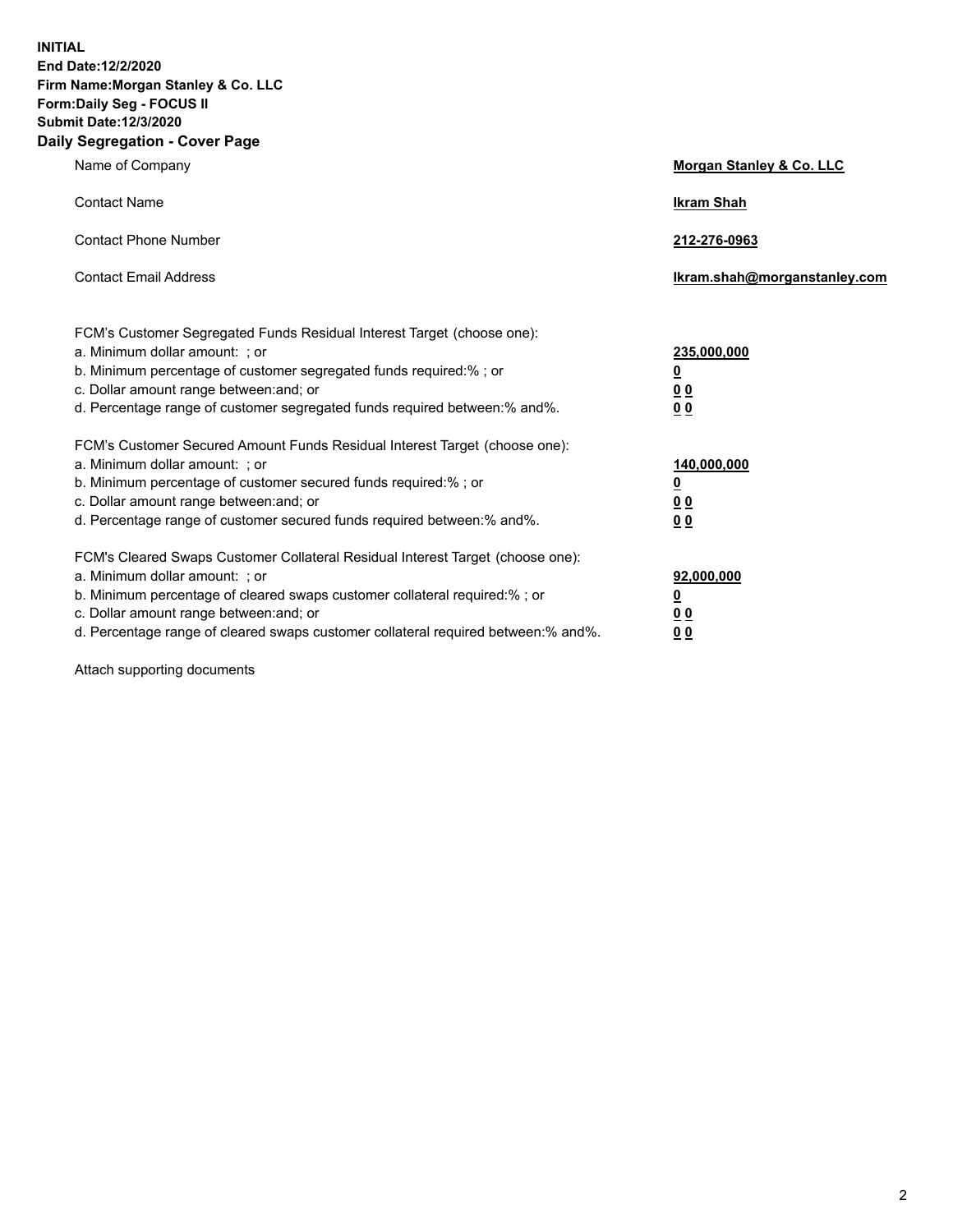**INITIAL**
**End Date:12/2/2020**
**Firm Name:Morgan Stanley & Co. LLC**
**Form:Daily Seg - FOCUS II**
**Submit Date:12/3/2020**

## Daily Segregation - Cover Page

| | |
|---|---|
| Name of Company | **Morgan Stanley & Co. LLC** |
| Contact Name | **Ikram Shah** |
| Contact Phone Number | **212-276-0963** |
| Contact Email Address | **Ikram.shah@morganstanley.com** |

FCM's Customer Segregated Funds Residual Interest Target (choose one):

| | |
|---|---|
| a. Minimum dollar amount: ; or | **235,000,000** |
| b. Minimum percentage of customer segregated funds required:% ; or | **0** |
| c. Dollar amount range between:and; or | **0 0** |
| d. Percentage range of customer segregated funds required between:% and%. | **0 0** |

FCM's Customer Secured Amount Funds Residual Interest Target (choose one):

| | |
|---|---|
| a. Minimum dollar amount: ; or | **140,000,000** |
| b. Minimum percentage of customer secured funds required:% ; or | **0** |
| c. Dollar amount range between:and; or | **0 0** |
| d. Percentage range of customer secured funds required between:% and%. | **0 0** |

FCM's Cleared Swaps Customer Collateral Residual Interest Target (choose one):

| | |
|---|---|
| a. Minimum dollar amount: ; or | **92,000,000** |
| b. Minimum percentage of cleared swaps customer collateral required:% ; or | **0** |
| c. Dollar amount range between:and; or | **0 0** |
| d. Percentage range of cleared swaps customer collateral required between:% and%. | **0 0** |

Attach supporting documents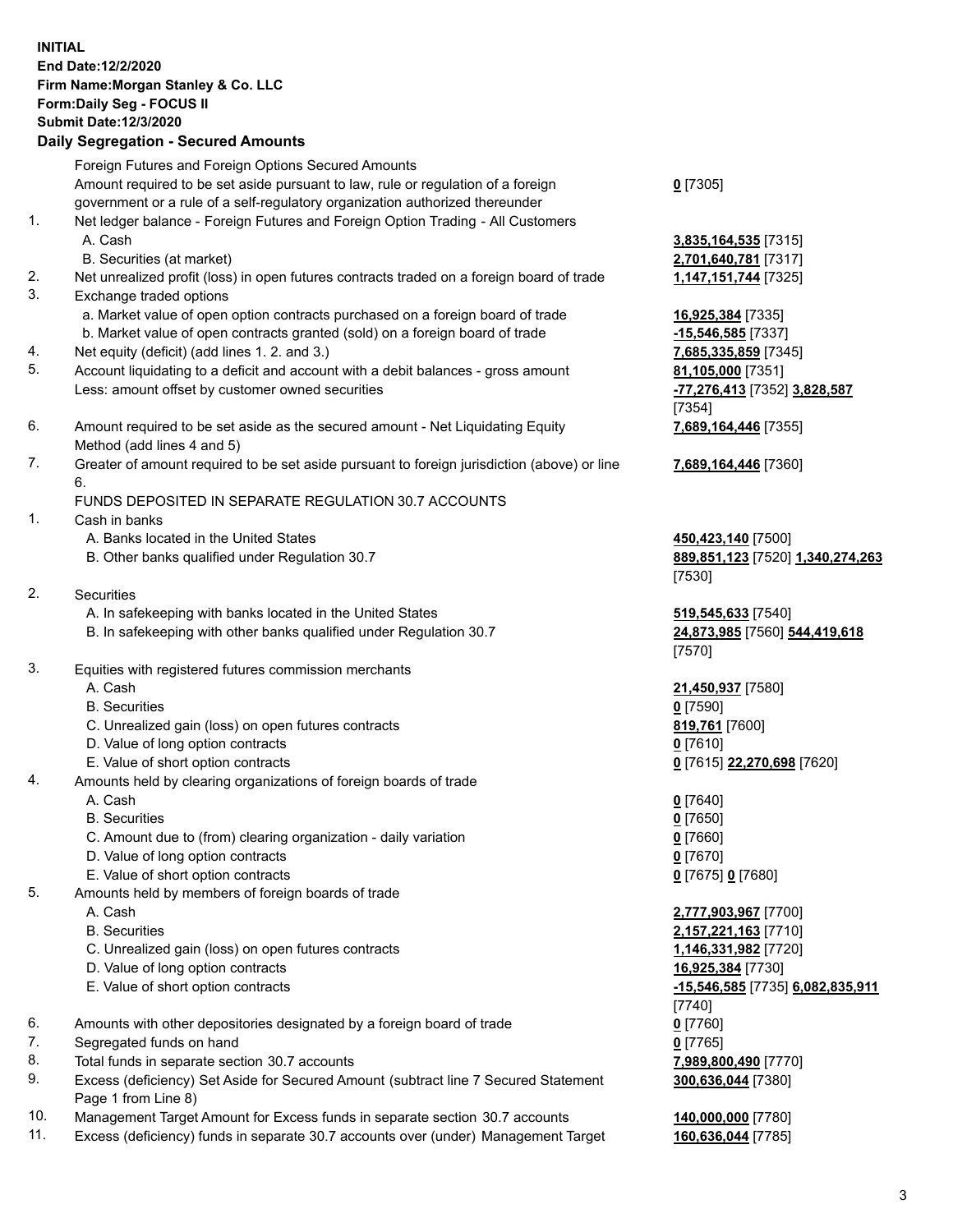**INITIAL**
**End Date:12/2/2020**
**Firm Name:Morgan Stanley & Co. LLC**
**Form:Daily Seg - FOCUS II**
**Submit Date:12/3/2020**

## Daily Segregation - Secured Amounts

| | | |
|---|---|---|
| | Foreign Futures and Foreign Options Secured Amounts | |
| | Amount required to be set aside pursuant to law, rule or regulation of a foreign government or a rule of a self-regulatory organization authorized thereunder | **0** [7305] |
| 1. | Net ledger balance - Foreign Futures and Foreign Option Trading - All Customers | |
| | A. Cash | **3,835,164,535** [7315] |
| | B. Securities (at market) | **2,701,640,781** [7317] |
| 2. | Net unrealized profit (loss) in open futures contracts traded on a foreign board of trade | **1,147,151,744** [7325] |
| 3. | Exchange traded options | |
| | a. Market value of open option contracts purchased on a foreign board of trade | **16,925,384** [7335] |
| | b. Market value of open contracts granted (sold) on a foreign board of trade | **-15,546,585** [7337] |
| 4. | Net equity (deficit) (add lines 1. 2. and 3.) | **7,685,335,859** [7345] |
| 5. | Account liquidating to a deficit and account with a debit balances - gross amount | **81,105,000** [7351] |
| | Less: amount offset by customer owned securities | **-77,276,413** [7352] **3,828,587** [7354] |
| 6. | Amount required to be set aside as the secured amount - Net Liquidating Equity Method (add lines 4 and 5) | **7,689,164,446** [7355] |
| 7. | Greater of amount required to be set aside pursuant to foreign jurisdiction (above) or line 6. | **7,689,164,446** [7360] |
| | FUNDS DEPOSITED IN SEPARATE REGULATION 30.7 ACCOUNTS | |
| 1. | Cash in banks | |
| | A. Banks located in the United States | **450,423,140** [7500] |
| | B. Other banks qualified under Regulation 30.7 | **889,851,123** [7520] **1,340,274,263** [7530] |
| 2. | Securities | |
| | A. In safekeeping with banks located in the United States | **519,545,633** [7540] |
| | B. In safekeeping with other banks qualified under Regulation 30.7 | **24,873,985** [7560] **544,419,618** [7570] |
| 3. | Equities with registered futures commission merchants | |
| | A. Cash | **21,450,937** [7580] |
| | B. Securities | **0** [7590] |
| | C. Unrealized gain (loss) on open futures contracts | **819,761** [7600] |
| | D. Value of long option contracts | **0** [7610] |
| | E. Value of short option contracts | **0** [7615] **22,270,698** [7620] |
| 4. | Amounts held by clearing organizations of foreign boards of trade | |
| | A. Cash | **0** [7640] |
| | B. Securities | **0** [7650] |
| | C. Amount due to (from) clearing organization - daily variation | **0** [7660] |
| | D. Value of long option contracts | **0** [7670] |
| | E. Value of short option contracts | **0** [7675] **0** [7680] |
| 5. | Amounts held by members of foreign boards of trade | |
| | A. Cash | **2,777,903,967** [7700] |
| | B. Securities | **2,157,221,163** [7710] |
| | C. Unrealized gain (loss) on open futures contracts | **1,146,331,982** [7720] |
| | D. Value of long option contracts | **16,925,384** [7730] |
| | E. Value of short option contracts | **-15,546,585** [7735] **6,082,835,911** [7740] |
| 6. | Amounts with other depositories designated by a foreign board of trade | **0** [7760] |
| 7. | Segregated funds on hand | **0** [7765] |
| 8. | Total funds in separate section 30.7 accounts | **7,989,800,490** [7770] |
| 9. | Excess (deficiency) Set Aside for Secured Amount (subtract line 7 Secured Statement Page 1 from Line 8) | **300,636,044** [7380] |
| 10. | Management Target Amount for Excess funds in separate section 30.7 accounts | **140,000,000** [7780] |
| 11. | Excess (deficiency) funds in separate 30.7 accounts over (under) Management Target | **160,636,044** [7785] |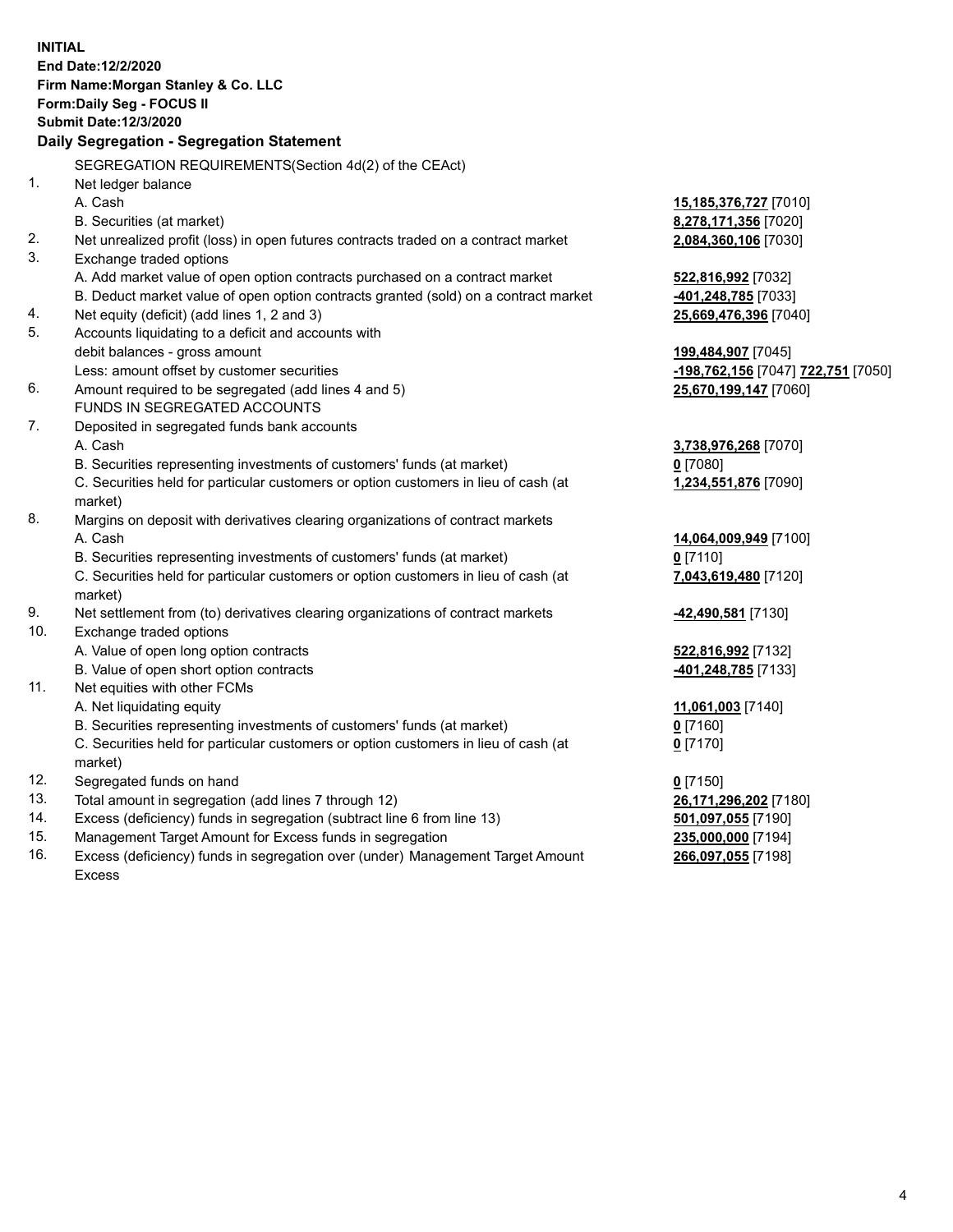**INITIAL**
**End Date:12/2/2020**
**Firm Name:Morgan Stanley & Co. LLC**
**Form:Daily Seg - FOCUS II**
**Submit Date:12/3/2020**

## Daily Segregation - Segregation Statement

SEGREGATION REQUIREMENTS(Section 4d(2) of the CEAct)

| | | |
|---|---|---|
| 1. | Net ledger balance | |
| | A. Cash | **15,185,376,727** [7010] |
| | B. Securities (at market) | **8,278,171,356** [7020] |
| 2. | Net unrealized profit (loss) in open futures contracts traded on a contract market | **2,084,360,106** [7030] |
| 3. | Exchange traded options | |
| | A. Add market value of open option contracts purchased on a contract market | **522,816,992** [7032] |
| | B. Deduct market value of open option contracts granted (sold) on a contract market | **-401,248,785** [7033] |
| 4. | Net equity (deficit) (add lines 1, 2 and 3) | **25,669,476,396** [7040] |
| 5. | Accounts liquidating to a deficit and accounts with | |
| | debit balances - gross amount | **199,484,907** [7045] |
| | Less: amount offset by customer securities | **-198,762,156** [7047] **722,751** [7050] |
| 6. | Amount required to be segregated (add lines 4 and 5) | **25,670,199,147** [7060] |
| | FUNDS IN SEGREGATED ACCOUNTS | |
| 7. | Deposited in segregated funds bank accounts | |
| | A. Cash | **3,738,976,268** [7070] |
| | B. Securities representing investments of customers' funds (at market) | **0** [7080] |
| | C. Securities held for particular customers or option customers in lieu of cash (at market) | **1,234,551,876** [7090] |
| 8. | Margins on deposit with derivatives clearing organizations of contract markets | |
| | A. Cash | **14,064,009,949** [7100] |
| | B. Securities representing investments of customers' funds (at market) | **0** [7110] |
| | C. Securities held for particular customers or option customers in lieu of cash (at market) | **7,043,619,480** [7120] |
| 9. | Net settlement from (to) derivatives clearing organizations of contract markets | **-42,490,581** [7130] |
| 10. | Exchange traded options | |
| | A. Value of open long option contracts | **522,816,992** [7132] |
| | B. Value of open short option contracts | **-401,248,785** [7133] |
| 11. | Net equities with other FCMs | |
| | A. Net liquidating equity | **11,061,003** [7140] |
| | B. Securities representing investments of customers' funds (at market) | **0** [7160] |
| | C. Securities held for particular customers or option customers in lieu of cash (at market) | **0** [7170] |
| 12. | Segregated funds on hand | **0** [7150] |
| 13. | Total amount in segregation (add lines 7 through 12) | **26,171,296,202** [7180] |
| 14. | Excess (deficiency) funds in segregation (subtract line 6 from line 13) | **501,097,055** [7190] |
| 15. | Management Target Amount for Excess funds in segregation | **235,000,000** [7194] |
| 16. | Excess (deficiency) funds in segregation over (under) Management Target Amount Excess | **266,097,055** [7198] |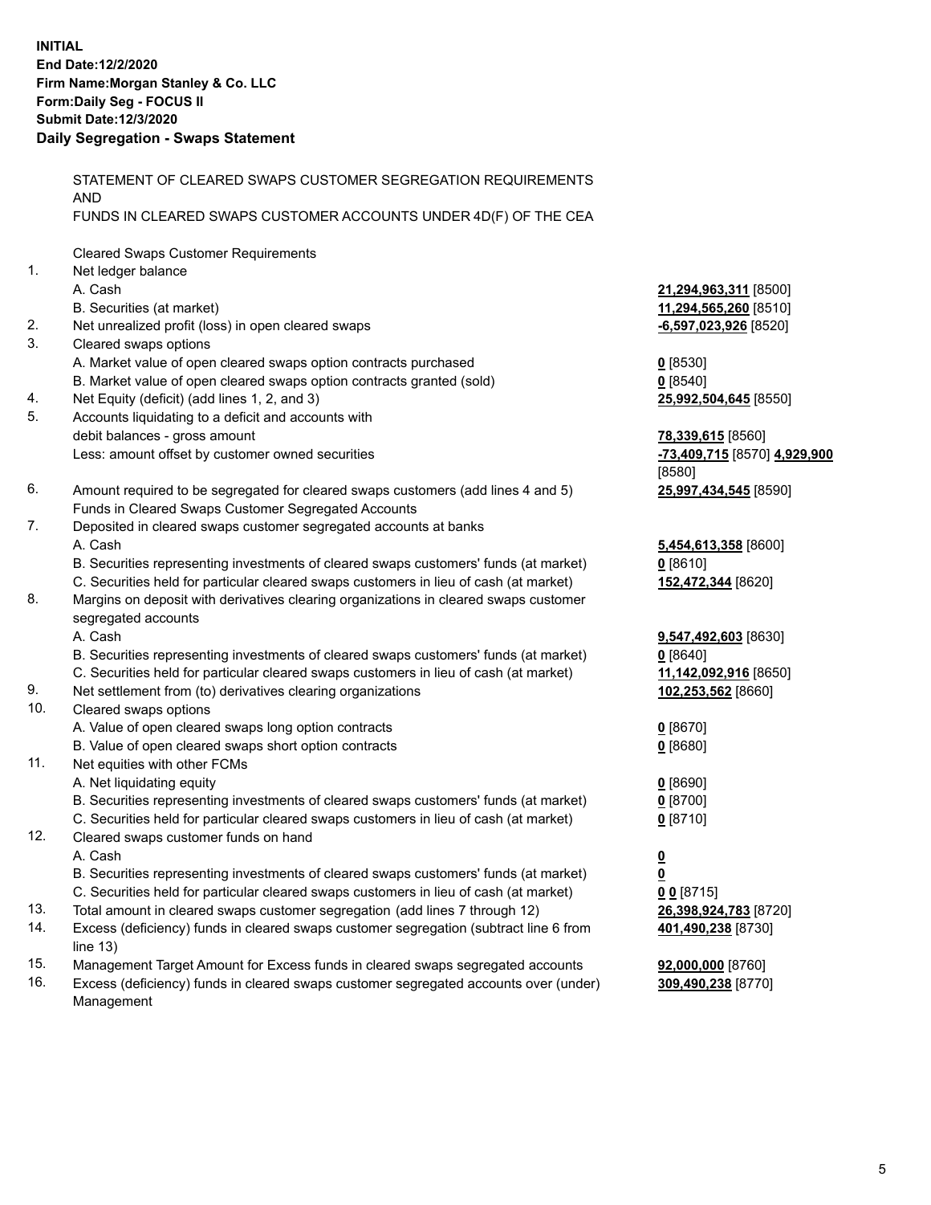**INITIAL**
**End Date:12/2/2020**
**Firm Name:Morgan Stanley & Co. LLC**
**Form:Daily Seg - FOCUS II**
**Submit Date:12/3/2020**
**Daily Segregation - Swaps Statement**

STATEMENT OF CLEARED SWAPS CUSTOMER SEGREGATION REQUIREMENTS AND
FUNDS IN CLEARED SWAPS CUSTOMER ACCOUNTS UNDER 4D(F) OF THE CEA

Cleared Swaps Customer Requirements

1. Net ledger balance
   - A. Cash **21,294,963,311** [8500]
   - B. Securities (at market) **11,294,565,260** [8510]
2. Net unrealized profit (loss) in open cleared swaps **-6,597,023,926** [8520]
3. Cleared swaps options
   - A. Market value of open cleared swaps option contracts purchased **0** [8530]
   - B. Market value of open cleared swaps option contracts granted (sold) **0** [8540]
4. Net Equity (deficit) (add lines 1, 2, and 3) **25,992,504,645** [8550]
5. Accounts liquidating to a deficit and accounts with debit balances - gross amount **78,339,615** [8560]
   Less: amount offset by customer owned securities **-73,409,715** [8570] **4,929,900** [8580]
6. Amount required to be segregated for cleared swaps customers (add lines 4 and 5) **25,997,434,545** [8590]

Funds in Cleared Swaps Customer Segregated Accounts

7. Deposited in cleared swaps customer segregated accounts at banks
   - A. Cash **5,454,613,358** [8600]
   - B. Securities representing investments of cleared swaps customers' funds (at market) **0** [8610]
   - C. Securities held for particular cleared swaps customers in lieu of cash (at market) **152,472,344** [8620]
8. Margins on deposit with derivatives clearing organizations in cleared swaps customer segregated accounts
   - A. Cash **9,547,492,603** [8630]
   - B. Securities representing investments of cleared swaps customers' funds (at market) **0** [8640]
   - C. Securities held for particular cleared swaps customers in lieu of cash (at market) **11,142,092,916** [8650]
9. Net settlement from (to) derivatives clearing organizations **102,253,562** [8660]
10. Cleared swaps options
    - A. Value of open cleared swaps long option contracts **0** [8670]
    - B. Value of open cleared swaps short option contracts **0** [8680]
11. Net equities with other FCMs
    - A. Net liquidating equity **0** [8690]
    - B. Securities representing investments of cleared swaps customers' funds (at market) **0** [8700]
    - C. Securities held for particular cleared swaps customers in lieu of cash (at market) **0** [8710]
12. Cleared swaps customer funds on hand
    - A. Cash **0**
    - B. Securities representing investments of cleared swaps customers' funds (at market) **0**
    - C. Securities held for particular cleared swaps customers in lieu of cash (at market) **0** **0** [8715]
13. Total amount in cleared swaps customer segregation (add lines 7 through 12) **26,398,924,783** [8720]
14. Excess (deficiency) funds in cleared swaps customer segregation (subtract line 6 from line 13) **401,490,238** [8730]
15. Management Target Amount for Excess funds in cleared swaps segregated accounts **92,000,000** [8760]
16. Excess (deficiency) funds in cleared swaps customer segregated accounts over (under) Management **309,490,238** [8770]